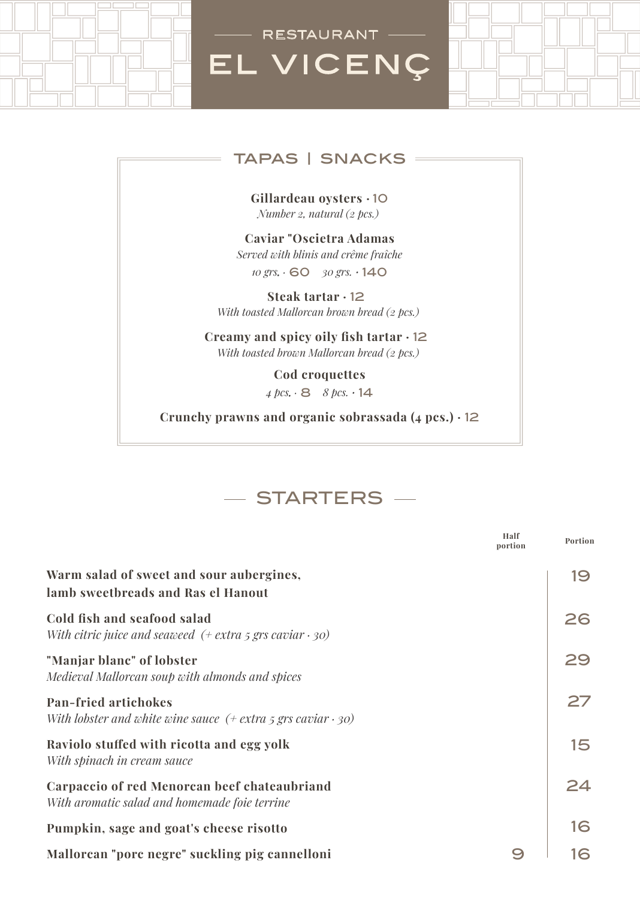RESTAURANT

# EL VICENÇ

## TAPAS | SNACKS

**Gillardeau oysters** · 10
*Number 2, natural (2 pcs.)*

**Caviar "Oscietra Adamas**
*Served with blinis and crême fraîche*
*10 grs.* · 60 *30 grs.* · 140

**Steak tartar** · 12
*With toasted Mallorcan brown bread (2 pcs.)*

**Creamy and spicy oily fish tartar** · 12
*With toasted brown Mallorcan bread (2 pcs.)*

**Cod croquettes**
*4 pcs.* · 8 *8 pcs.* · 14

**Crunchy prawns and organic sobrassada (4 pcs.)** · 12

## STARTERS

| | Half portion | Portion |
|---|---|---|
| **Warm salad of sweet and sour aubergines, lamb sweetbreads and Ras el Hanout** | | 19 |
| **Cold fish and seafood salad** *With citric juice and seaweed (+ extra 5 grs caviar · 30)* | | 26 |
| **"Manjar blanc" of lobster** *Medieval Mallorcan soup with almonds and spices* | | 29 |
| **Pan-fried artichokes** *With lobster and white wine sauce (+ extra 5 grs caviar · 30)* | | 27 |
| **Raviolo stuffed with ricotta and egg yolk** *With spinach in cream sauce* | | 15 |
| **Carpaccio of red Menorcan beef chateaubriand** *With aromatic salad and homemade foie terrine* | | 24 |
| **Pumpkin, sage and goat's cheese risotto** | | 16 |
| **Mallorcan "porc negre" suckling pig cannelloni** | 9 | 16 |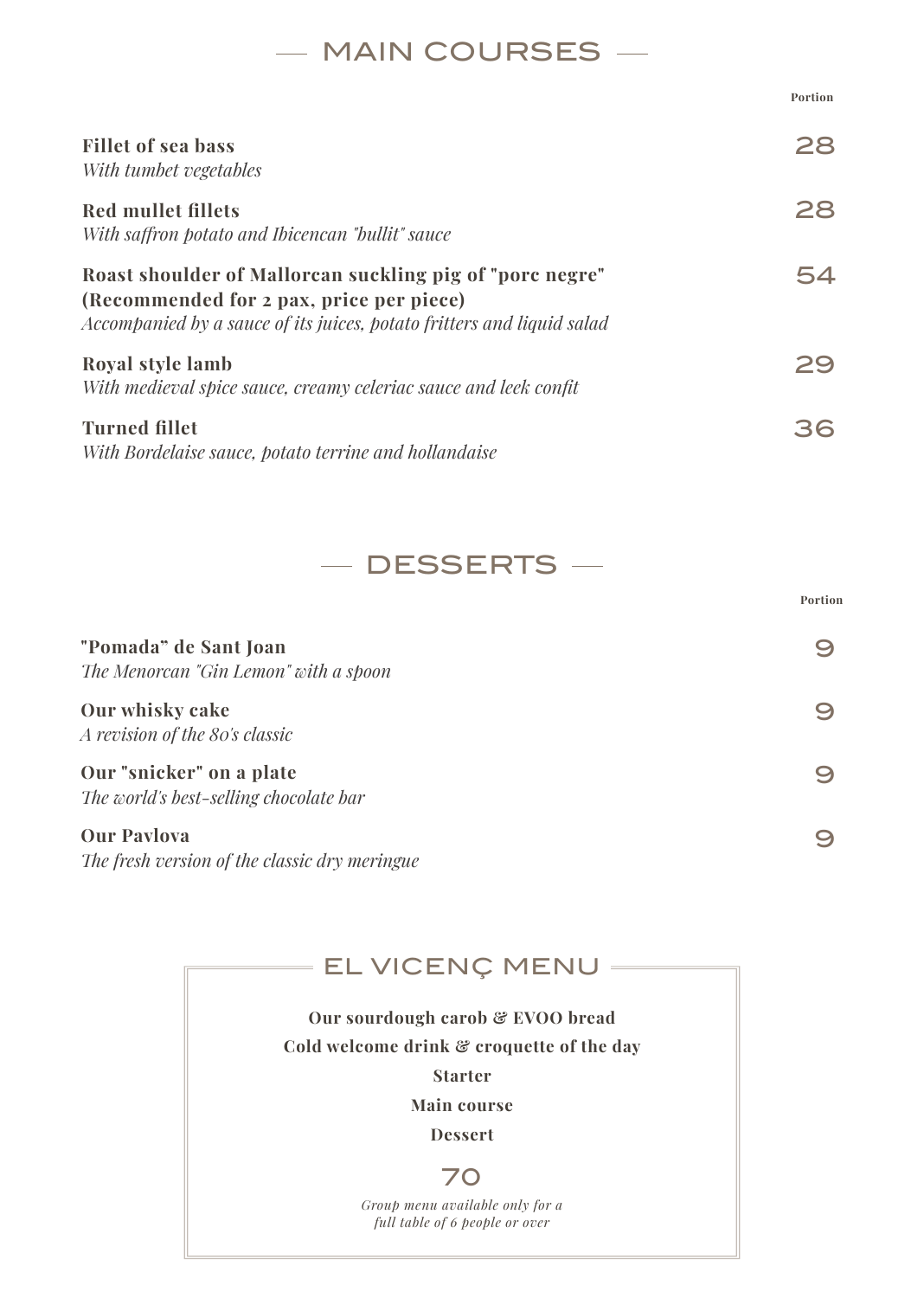## — MAIN COURSES —

| | Portion |
|---|---|
| **Fillet of sea bass**<br>*With tumbet vegetables* | 28 |
| **Red mullet fillets**<br>*With saffron potato and Ibicencan "bullit" sauce* | 28 |
| **Roast shoulder of Mallorcan suckling pig of "porc negre" (Recommended for 2 pax, price per piece)**<br>*Accompanied by a sauce of its juices, potato fritters and liquid salad* | 54 |
| **Royal style lamb**<br>*With medieval spice sauce, creamy celeriac sauce and leek confit* | 29 |
| **Turned fillet**<br>*With Bordelaise sauce, potato terrine and hollandaise* | 36 |

## — DESSERTS —

| | Portion |
|---|---|
| **"Pomada" de Sant Joan**<br>*The Menorcan "Gin Lemon" with a spoon* | 9 |
| **Our whisky cake**<br>*A revision of the 80's classic* | 9 |
| **Our "snicker" on a plate**<br>*The world's best-selling chocolate bar* | 9 |
| **Our Pavlova**<br>*The fresh version of the classic dry meringue* | 9 |

## EL VICENÇ MENU

**Our sourdough carob & EVOO bread**

**Cold welcome drink & croquette of the day**

**Starter**

**Main course**

**Dessert**

70

*Group menu available only for a full table of 6 people or over*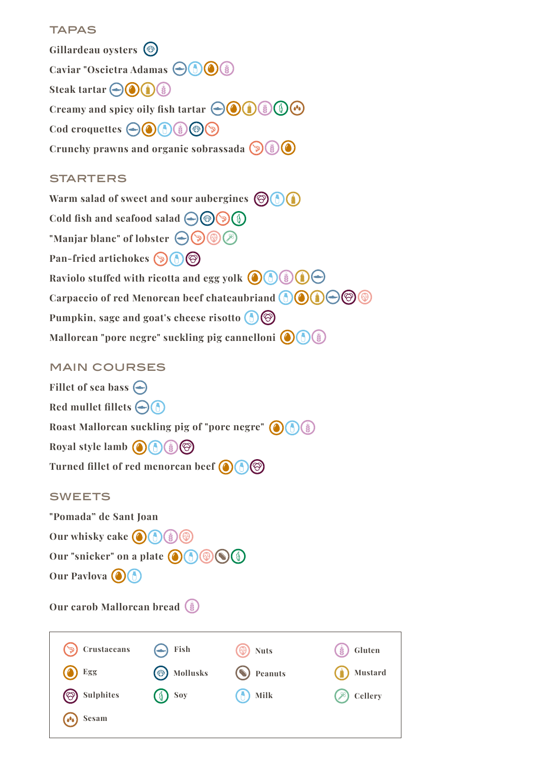## TAPAS

Gillardeau oysters

Caviar "Oscietra Adamas

Steak tartar

Creamy and spicy oily fish tartar

Cod croquettes

Crunchy prawns and organic sobrassada

## STARTERS

Warm salad of sweet and sour aubergines

Cold fish and seafood salad

"Manjar blanc" of lobster

Pan-fried artichokes

Raviolo stuffed with ricotta and egg yolk

Carpaccio of red Menorcan beef chateaubriand

Pumpkin, sage and goat's cheese risotto

Mallorcan "porc negre" suckling pig cannelloni

## MAIN COURSES

Fillet of sea bass

Red mullet fillets

Roast Mallorcan suckling pig of "porc negre"

Royal style lamb

Turned fillet of red menorcan beef

## SWEETS

"Pomada" de Sant Joan

Our whisky cake

Our "snicker" on a plate

Our Pavlova

Our carob Mallorcan bread

| | | | |
|---|---|---|---|
| Crustaceans | Fish | Nuts | Gluten |
| Egg | Mollusks | Peanuts | Mustard |
| Sulphites | Soy | Milk | Cellery |
| Sesam | | | |